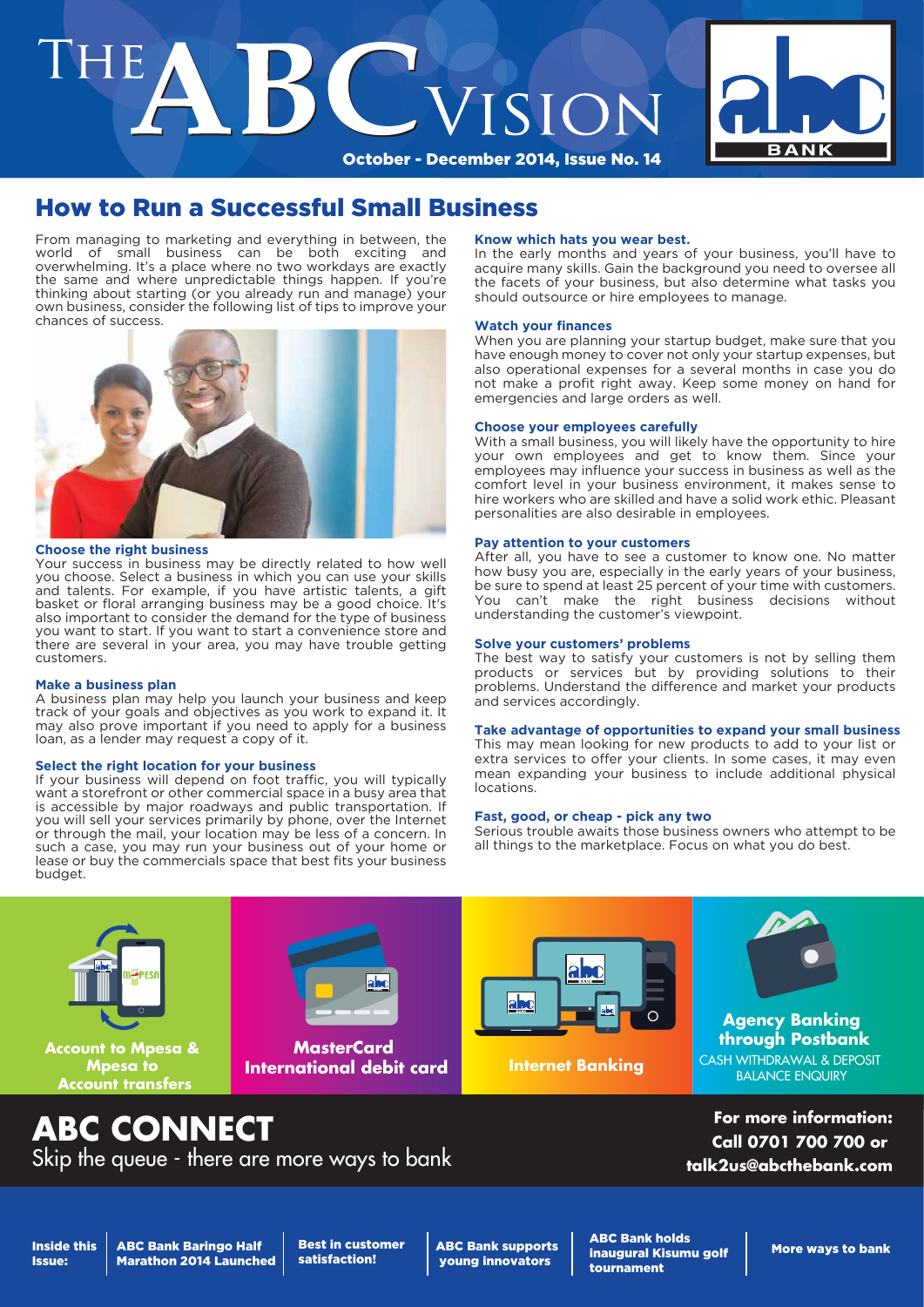# THE ABC VISION

**October - December 2014, Issue No. 14**

## How to Run a Successful Small Business

From managing to marketing and everything in between, the world of small business can be both exciting and overwhelming. It's a place where no two workdays are exactly the same and where unpredictable things happen. If you're thinking about starting (or you already run and manage) your own business, consider the following list of tips to improve your chances of success.

### Choose the right business

Your success in business may be directly related to how well you choose. Select a business in which you can use your skills and talents. For example, if you have artistic talents, a gift basket or floral arranging business may be a good choice. It's also important to consider the demand for the type of business you want to start. If you want to start a convenience store and there are several in your area, you may have trouble getting customers.

### Make a business plan

A business plan may help you launch your business and keep track of your goals and objectives as you work to expand it. It may also prove important if you need to apply for a business loan, as a lender may request a copy of it.

### Select the right location for your business

If your business will depend on foot traffic, you will typically want a storefront or other commercial space in a busy area that is accessible by major roadways and public transportation. If you will sell your services primarily by phone, over the Internet or through the mail, your location may be less of a concern. In such a case, you may run your business out of your home or lease or buy the commercials space that best fits your business budget.

### Know which hats you wear best.

In the early months and years of your business, you'll have to acquire many skills. Gain the background you need to oversee all the facets of your business, but also determine what tasks you should outsource or hire employees to manage.

### Watch your finances

When you are planning your startup budget, make sure that you have enough money to cover not only your startup expenses, but also operational expenses for a several months in case you do not make a profit right away. Keep some money on hand for emergencies and large orders as well.

### Choose your employees carefully

With a small business, you will likely have the opportunity to hire your own employees and get to know them. Since your employees may influence your success in business as well as the comfort level in your business environment, it makes sense to hire workers who are skilled and have a solid work ethic. Pleasant personalities are also desirable in employees.

### Pay attention to your customers

After all, you have to see a customer to know one. No matter how busy you are, especially in the early years of your business, be sure to spend at least 25 percent of your time with customers. You can't make the right business decisions without understanding the customer's viewpoint.

### Solve your customers' problems

The best way to satisfy your customers is not by selling them products or services but by providing solutions to their problems. Understand the difference and market your products and services accordingly.

### Take advantage of opportunities to expand your small business

This may mean looking for new products to add to your list or extra services to offer your clients. In some cases, it may even mean expanding your business to include additional physical locations.

### Fast, good, or cheap - pick any two

Serious trouble awaits those business owners who attempt to be all things to the marketplace. Focus on what you do best.

---

**Account to Mpesa & Mpesa to Account transfers**

**MasterCard International debit card**

**Internet Banking**

**Agency Banking through Postbank**
CASH WITHDRAWAL & DEPOSIT
BALANCE ENQUIRY

## ABC CONNECT

Skip the queue - there are more ways to bank

**For more information: Call 0701 700 700 or talk2us@abcthebank.com**

---

**Inside this Issue:**

- ABC Bank Baringo Half Marathon 2014 Launched
- Best in customer satisfaction!
- ABC Bank supports young innovators
- ABC Bank holds inaugural Kisumu golf tournament
- More ways to bank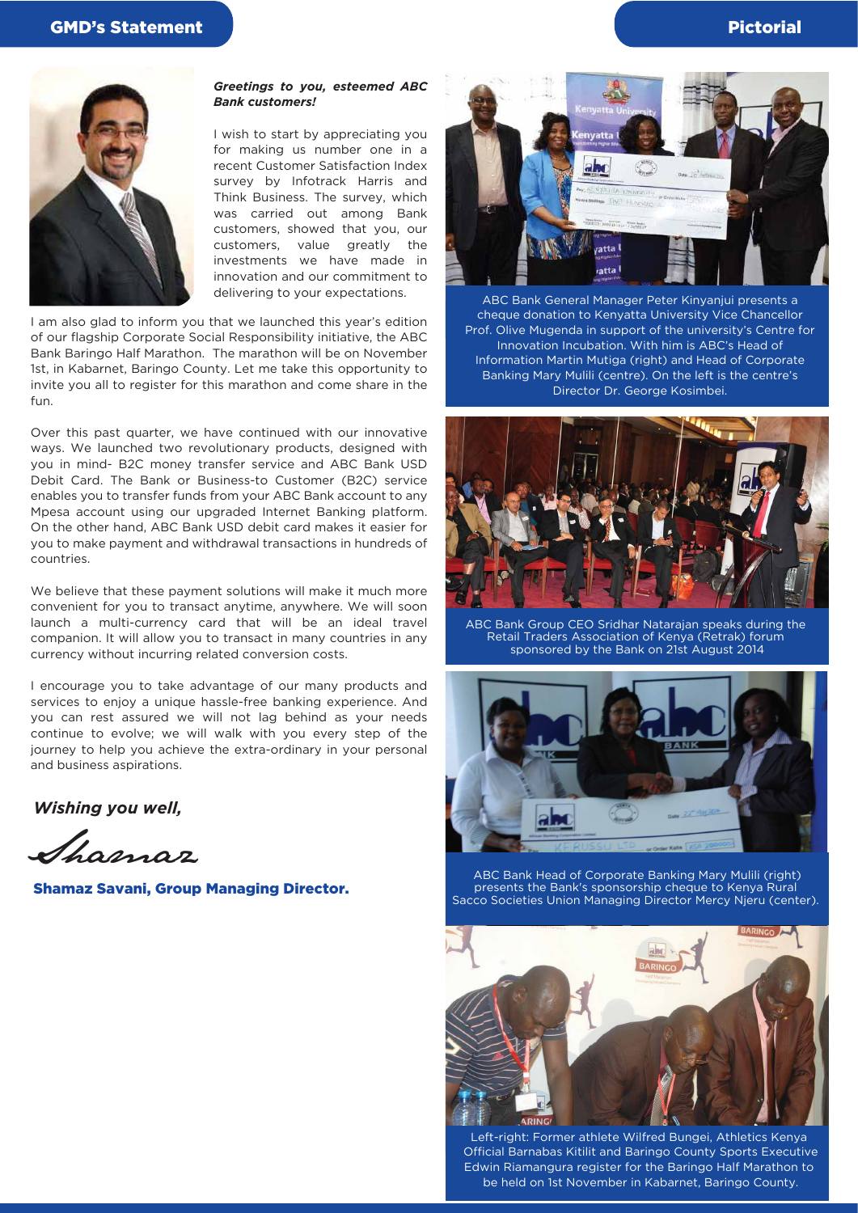## GMD's Statement

***Greetings to you, esteemed ABC Bank customers!***

I wish to start by appreciating you for making us number one in a recent Customer Satisfaction Index survey by Infotrack Harris and Think Business. The survey, which was carried out among Bank customers, showed that you, our customers, value greatly the investments we have made in innovation and our commitment to delivering to your expectations.

I am also glad to inform you that we launched this year's edition of our flagship Corporate Social Responsibility initiative, the ABC Bank Baringo Half Marathon. The marathon will be on November 1st, in Kabarnet, Baringo County. Let me take this opportunity to invite you all to register for this marathon and come share in the fun.

Over this past quarter, we have continued with our innovative ways. We launched two revolutionary products, designed with you in mind- B2C money transfer service and ABC Bank USD Debit Card. The Bank or Business-to Customer (B2C) service enables you to transfer funds from your ABC Bank account to any Mpesa account using our upgraded Internet Banking platform. On the other hand, ABC Bank USD debit card makes it easier for you to make payment and withdrawal transactions in hundreds of countries.

We believe that these payment solutions will make it much more convenient for you to transact anytime, anywhere. We will soon launch a multi-currency card that will be an ideal travel companion. It will allow you to transact in many countries in any currency without incurring related conversion costs.

I encourage you to take advantage of our many products and services to enjoy a unique hassle-free banking experience. And you can rest assured we will not lag behind as your needs continue to evolve; we will walk with you every step of the journey to help you achieve the extra-ordinary in your personal and business aspirations.

***Wishing you well,***

Shamaz

**Shamaz Savani, Group Managing Director.**

## Pictorial

ABC Bank General Manager Peter Kinyanjui presents a cheque donation to Kenyatta University Vice Chancellor Prof. Olive Mugenda in support of the university's Centre for Innovation Incubation. With him is ABC's Head of Information Martin Mutiga (right) and Head of Corporate Banking Mary Mulili (centre). On the left is the centre's Director Dr. George Kosimbei.

ABC Bank Group CEO Sridhar Natarajan speaks during the Retail Traders Association of Kenya (Retrak) forum sponsored by the Bank on 21st August 2014

ABC Bank Head of Corporate Banking Mary Mulili (right) presents the Bank's sponsorship cheque to Kenya Rural Sacco Societies Union Managing Director Mercy Njeru (center).

Left-right: Former athlete Wilfred Bungei, Athletics Kenya Official Barnabas Kitilit and Baringo County Sports Executive Edwin Riamangura register for the Baringo Half Marathon to be held on 1st November in Kabarnet, Baringo County.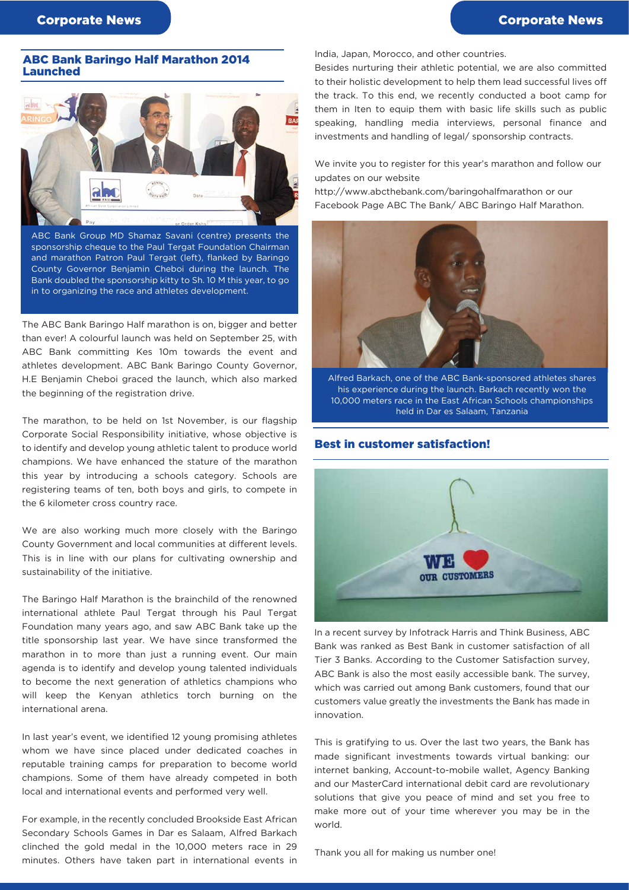## ABC Bank Baringo Half Marathon 2014 Launched

ABC Bank Group MD Shamaz Savani (centre) presents the sponsorship cheque to the Paul Tergat Foundation Chairman and marathon Patron Paul Tergat (left), flanked by Baringo County Governor Benjamin Cheboi during the launch. The Bank doubled the sponsorship kitty to Sh. 10 M this year, to go in to organizing the race and athletes development.

The ABC Bank Baringo Half marathon is on, bigger and better than ever! A colourful launch was held on September 25, with ABC Bank committing Kes 10m towards the event and athletes development. ABC Bank Baringo County Governor, H.E Benjamin Cheboi graced the launch, which also marked the beginning of the registration drive.

The marathon, to be held on 1st November, is our flagship Corporate Social Responsibility initiative, whose objective is to identify and develop young athletic talent to produce world champions. We have enhanced the stature of the marathon this year by introducing a schools category. Schools are registering teams of ten, both boys and girls, to compete in the 6 kilometer cross country race.

We are also working much more closely with the Baringo County Government and local communities at different levels. This is in line with our plans for cultivating ownership and sustainability of the initiative.

The Baringo Half Marathon is the brainchild of the renowned international athlete Paul Tergat through his Paul Tergat Foundation many years ago, and saw ABC Bank take up the title sponsorship last year. We have since transformed the marathon in to more than just a running event. Our main agenda is to identify and develop young talented individuals to become the next generation of athletics champions who will keep the Kenyan athletics torch burning on the international arena.

In last year's event, we identified 12 young promising athletes whom we have since placed under dedicated coaches in reputable training camps for preparation to become world champions. Some of them have already competed in both local and international events and performed very well.

For example, in the recently concluded Brookside East African Secondary Schools Games in Dar es Salaam, Alfred Barkach clinched the gold medal in the 10,000 meters race in 29 minutes. Others have taken part in international events in India, Japan, Morocco, and other countries.

Besides nurturing their athletic potential, we are also committed to their holistic development to help them lead successful lives off the track. To this end, we recently conducted a boot camp for them in Iten to equip them with basic life skills such as public speaking, handling media interviews, personal finance and investments and handling of legal/ sponsorship contracts.

We invite you to register for this year's marathon and follow our updates on our website http://www.abcthebank.com/baringohalfmarathon or our Facebook Page ABC The Bank/ ABC Baringo Half Marathon.

Alfred Barkach, one of the ABC Bank-sponsored athletes shares his experience during the launch. Barkach recently won the 10,000 meters race in the East African Schools championships held in Dar es Salaam, Tanzania

## Best in customer satisfaction!

In a recent survey by Infotrack Harris and Think Business, ABC Bank was ranked as Best Bank in customer satisfaction of all Tier 3 Banks. According to the Customer Satisfaction survey, ABC Bank is also the most easily accessible bank. The survey, which was carried out among Bank customers, found that our customers value greatly the investments the Bank has made in innovation.

This is gratifying to us. Over the last two years, the Bank has made significant investments towards virtual banking: our internet banking, Account-to-mobile wallet, Agency Banking and our MasterCard international debit card are revolutionary solutions that give you peace of mind and set you free to make more out of your time wherever you may be in the world.

Thank you all for making us number one!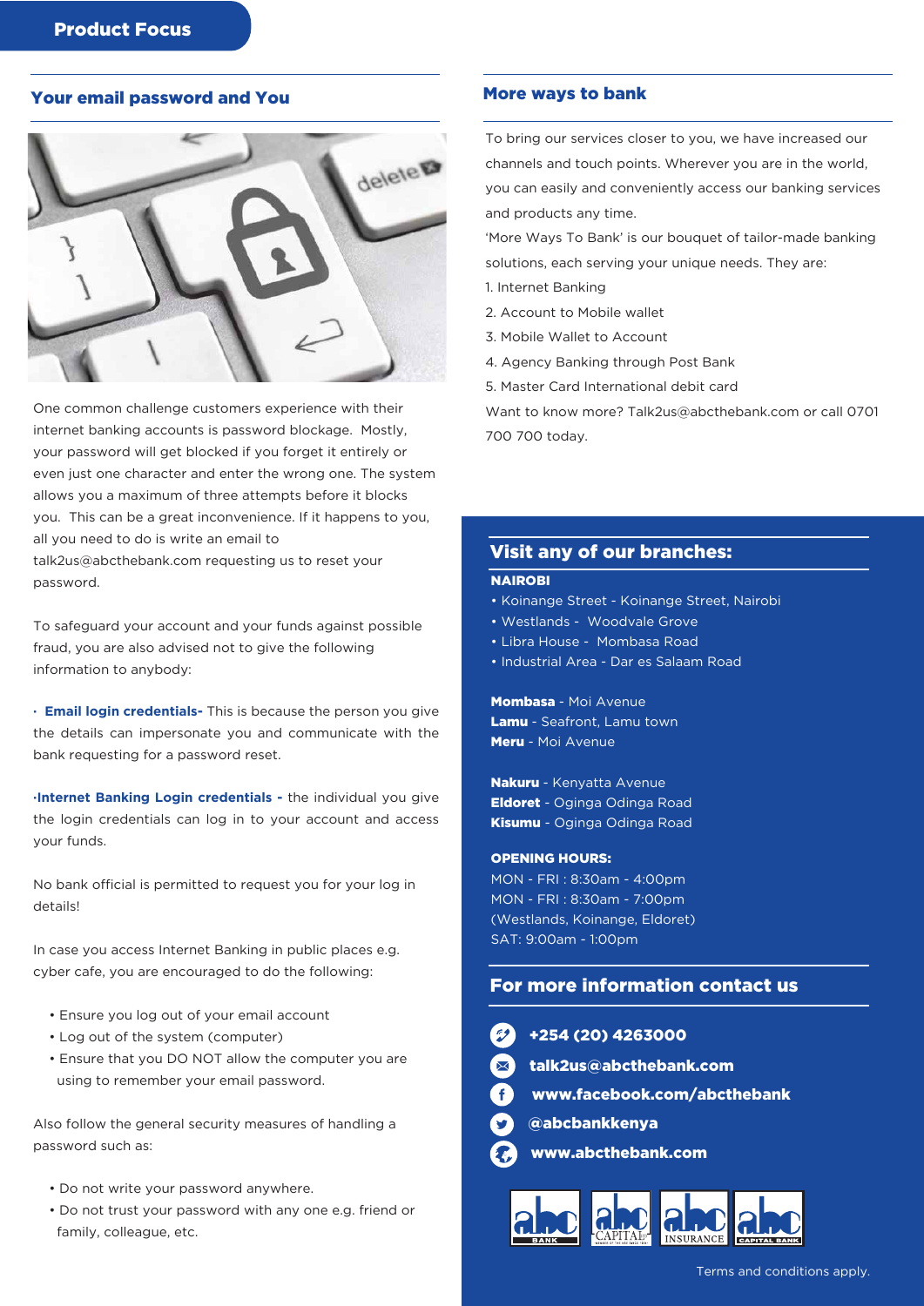# Product Focus

## Your email password and You

One common challenge customers experience with their internet banking accounts is password blockage. Mostly, your password will get blocked if you forget it entirely or even just one character and enter the wrong one. The system allows you a maximum of three attempts before it blocks you. This can be a great inconvenience. If it happens to you, all you need to do is write an email to talk2us@abcthebank.com requesting us to reset your password.

To safeguard your account and your funds against possible fraud, you are also advised not to give the following information to anybody:

· **Email login credentials-** This is because the person you give the details can impersonate you and communicate with the bank requesting for a password reset.

·**Internet Banking Login credentials -** the individual you give the login credentials can log in to your account and access your funds.

No bank official is permitted to request you for your log in details!

In case you access Internet Banking in public places e.g. cyber cafe, you are encouraged to do the following:

- Ensure you log out of your email account
- Log out of the system (computer)
- Ensure that you DO NOT allow the computer you are using to remember your email password.

Also follow the general security measures of handling a password such as:

- Do not write your password anywhere.
- Do not trust your password with any one e.g. friend or family, colleague, etc.

## More ways to bank

To bring our services closer to you, we have increased our channels and touch points. Wherever you are in the world, you can easily and conveniently access our banking services and products any time.

'More Ways To Bank' is our bouquet of tailor-made banking solutions, each serving your unique needs. They are:

1. Internet Banking
2. Account to Mobile wallet
3. Mobile Wallet to Account
4. Agency Banking through Post Bank
5. Master Card International debit card

Want to know more? Talk2us@abcthebank.com or call 0701 700 700 today.

## Visit any of our branches:

**NAIROBI**

- Koinange Street - Koinange Street, Nairobi
- Westlands - Woodvale Grove
- Libra House - Mombasa Road
- Industrial Area - Dar es Salaam Road

**Mombasa** - Moi Avenue
**Lamu** - Seafront, Lamu town
**Meru** - Moi Avenue

**Nakuru** - Kenyatta Avenue
**Eldoret** - Oginga Odinga Road
**Kisumu** - Oginga Odinga Road

**OPENING HOURS:**
MON - FRI : 8:30am - 4:00pm
MON - FRI : 8:30am - 7:00pm
(Westlands, Koinange, Eldoret)
SAT: 9:00am - 1:00pm

## For more information contact us

**+254 (20) 4263000**
**talk2us@abcthebank.com**
**www.facebook.com/abcthebank**
**@abcbankkenya**
**www.abcthebank.com**

Terms and conditions apply.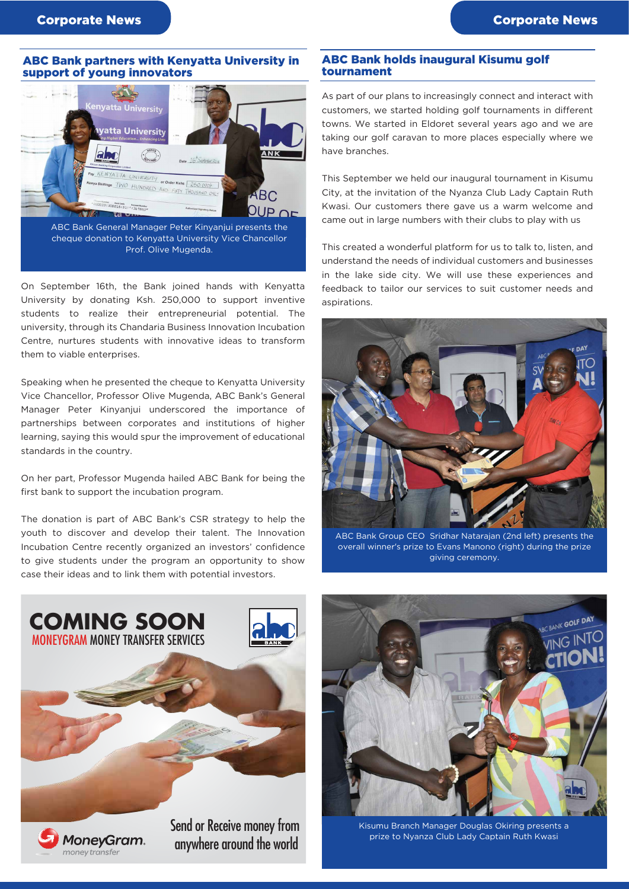## ABC Bank partners with Kenyatta University in support of young innovators

ABC Bank General Manager Peter Kinyanjui presents the cheque donation to Kenyatta University Vice Chancellor Prof. Olive Mugenda.

On September 16th, the Bank joined hands with Kenyatta University by donating Ksh. 250,000 to support inventive students to realize their entrepreneurial potential. The university, through its Chandaria Business Innovation Incubation Centre, nurtures students with innovative ideas to transform them to viable enterprises.

Speaking when he presented the cheque to Kenyatta University Vice Chancellor, Professor Olive Mugenda, ABC Bank's General Manager Peter Kinyanjui underscored the importance of partnerships between corporates and institutions of higher learning, saying this would spur the improvement of educational standards in the country.

On her part, Professor Mugenda hailed ABC Bank for being the first bank to support the incubation program.

The donation is part of ABC Bank's CSR strategy to help the youth to discover and develop their talent. The Innovation Incubation Centre recently organized an investors' confidence to give students under the program an opportunity to show case their ideas and to link them with potential investors.

**COMING SOON**
MONEYGRAM MONEY TRANSFER SERVICES

Send or Receive money from anywhere around the world

MoneyGram. money transfer

## ABC Bank holds inaugural Kisumu golf tournament

As part of our plans to increasingly connect and interact with customers, we started holding golf tournaments in different towns. We started in Eldoret several years ago and we are taking our golf caravan to more places especially where we have branches.

This September we held our inaugural tournament in Kisumu City, at the invitation of the Nyanza Club Lady Captain Ruth Kwasi. Our customers there gave us a warm welcome and came out in large numbers with their clubs to play with us

This created a wonderful platform for us to talk to, listen, and understand the needs of individual customers and businesses in the lake side city. We will use these experiences and feedback to tailor our services to suit customer needs and aspirations.

ABC Bank Group CEO Sridhar Natarajan (2nd left) presents the overall winner's prize to Evans Manono (right) during the prize giving ceremony.

Kisumu Branch Manager Douglas Okiring presents a prize to Nyanza Club Lady Captain Ruth Kwasi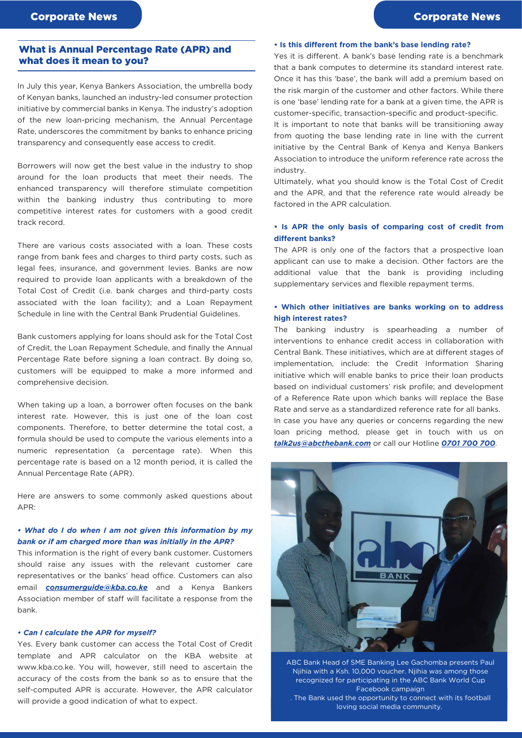## What is Annual Percentage Rate (APR) and what does it mean to you?

In July this year, Kenya Bankers Association, the umbrella body of Kenyan banks, launched an industry-led consumer protection initiative by commercial banks in Kenya. The industry's adoption of the new loan-pricing mechanism, the Annual Percentage Rate, underscores the commitment by banks to enhance pricing transparency and consequently ease access to credit.

Borrowers will now get the best value in the industry to shop around for the loan products that meet their needs. The enhanced transparency will therefore stimulate competition within the banking industry thus contributing to more competitive interest rates for customers with a good credit track record.

There are various costs associated with a loan. These costs range from bank fees and charges to third party costs, such as legal fees, insurance, and government levies. Banks are now required to provide loan applicants with a breakdown of the Total Cost of Credit (i.e. bank charges and third-party costs associated with the loan facility); and a Loan Repayment Schedule in line with the Central Bank Prudential Guidelines.

Bank customers applying for loans should ask for the Total Cost of Credit, the Loan Repayment Schedule, and finally the Annual Percentage Rate before signing a loan contract. By doing so, customers will be equipped to make a more informed and comprehensive decision.

When taking up a loan, a borrower often focuses on the bank interest rate. However, this is just one of the loan cost components. Therefore, to better determine the total cost, a formula should be used to compute the various elements into a numeric representation (a percentage rate). When this percentage rate is based on a 12 month period, it is called the Annual Percentage Rate (APR).

Here are answers to some commonly asked questions about APR:

***• What do I do when I am not given this information by my bank or if am charged more than was initially in the APR?***

This information is the right of every bank customer. Customers should raise any issues with the relevant customer care representatives or the banks' head office. Customers can also email ***consumerguide@kba.co.ke*** and a Kenya Bankers Association member of staff will facilitate a response from the bank.

***• Can I calculate the APR for myself?***

Yes. Every bank customer can access the Total Cost of Credit template and APR calculator on the KBA website at www.kba.co.ke. You will, however, still need to ascertain the accuracy of the costs from the bank so as to ensure that the self-computed APR is accurate. However, the APR calculator will provide a good indication of what to expect.

**• Is this different from the bank's base lending rate?**

Yes it is different. A bank's base lending rate is a benchmark that a bank computes to determine its standard interest rate. Once it has this 'base', the bank will add a premium based on the risk margin of the customer and other factors. While there is one 'base' lending rate for a bank at a given time, the APR is customer-specific, transaction-specific and product-specific.

It is important to note that banks will be transitioning away from quoting the base lending rate in line with the current initiative by the Central Bank of Kenya and Kenya Bankers Association to introduce the uniform reference rate across the industry.

Ultimately, what you should know is the Total Cost of Credit and the APR, and that the reference rate would already be factored in the APR calculation.

**• Is APR the only basis of comparing cost of credit from different banks?**

The APR is only one of the factors that a prospective loan applicant can use to make a decision. Other factors are the additional value that the bank is providing including supplementary services and flexible repayment terms.

**• Which other initiatives are banks working on to address high interest rates?**

The banking industry is spearheading a number of interventions to enhance credit access in collaboration with Central Bank. These initiatives, which are at different stages of implementation, include: the Credit Information Sharing initiative which will enable banks to price their loan products based on individual customers' risk profile; and development of a Reference Rate upon which banks will replace the Base Rate and serve as a standardized reference rate for all banks.

In case you have any queries or concerns regarding the new loan pricing method, please get in touch with us on ***talk2us@abcthebank.com*** or call our Hotline ***0701 700 700***.

ABC Bank Head of SME Banking Lee Gachomba presents Paul Njihia with a Ksh. 10,000 voucher. Njihia was among those recognized for participating in the ABC Bank World Cup Facebook campaign
. The Bank used the opportunity to connect with its football loving social media community.